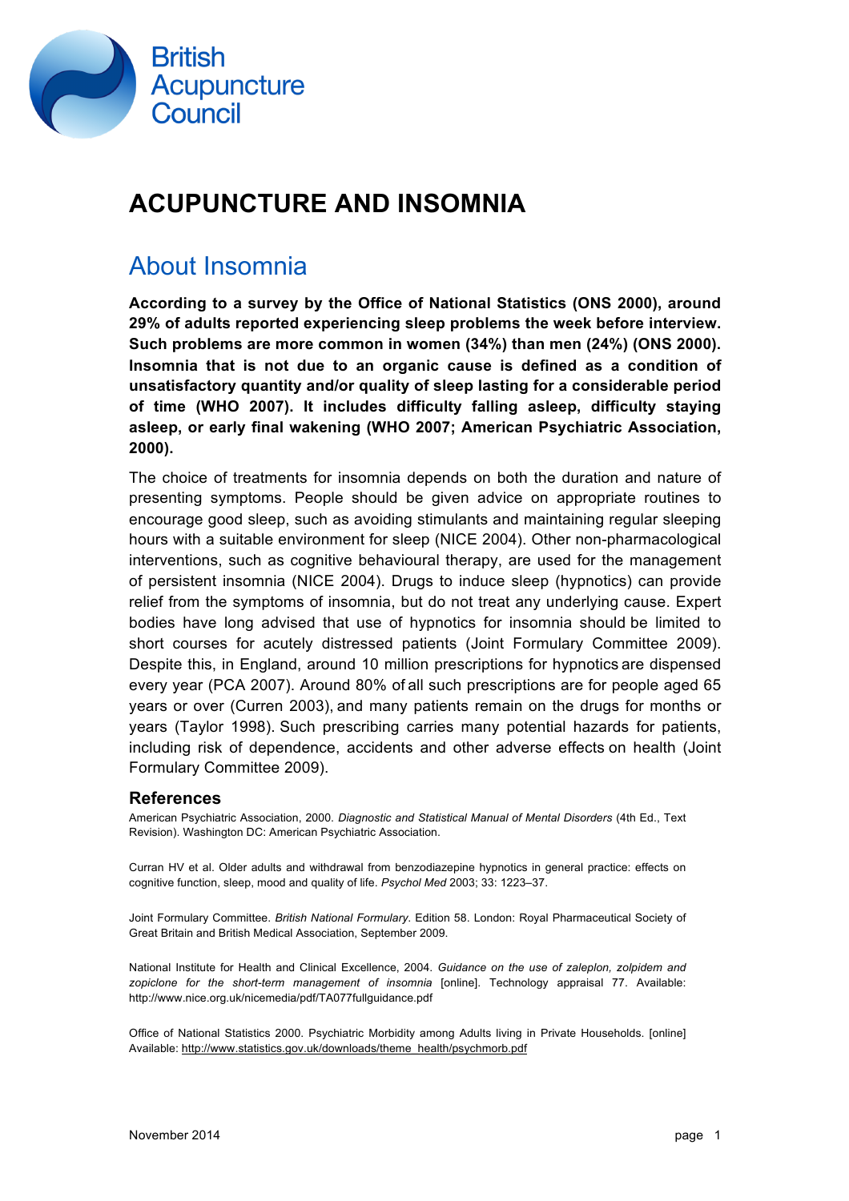British Acupuncture Council

# ACUPUNCTURE AND INSOMNIA

## About Insomnia

**According to a survey by the Office of National Statistics (ONS 2000), around 29% of adults reported experiencing sleep problems the week before interview. Such problems are more common in women (34%) than men (24%) (ONS 2000). Insomnia that is not due to an organic cause is defined as a condition of unsatisfactory quantity and/or quality of sleep lasting for a considerable period of time (WHO 2007). It includes difficulty falling asleep, difficulty staying asleep, or early final wakening (WHO 2007; American Psychiatric Association, 2000).**

The choice of treatments for insomnia depends on both the duration and nature of presenting symptoms. People should be given advice on appropriate routines to encourage good sleep, such as avoiding stimulants and maintaining regular sleeping hours with a suitable environment for sleep (NICE 2004). Other non-pharmacological interventions, such as cognitive behavioural therapy, are used for the management of persistent insomnia (NICE 2004). Drugs to induce sleep (hypnotics) can provide relief from the symptoms of insomnia, but do not treat any underlying cause. Expert bodies have long advised that use of hypnotics for insomnia should be limited to short courses for acutely distressed patients (Joint Formulary Committee 2009). Despite this, in England, around 10 million prescriptions for hypnotics are dispensed every year (PCA 2007). Around 80% of all such prescriptions are for people aged 65 years or over (Curren 2003), and many patients remain on the drugs for months or years (Taylor 1998). Such prescribing carries many potential hazards for patients, including risk of dependence, accidents and other adverse effects on health (Joint Formulary Committee 2009).

### References

American Psychiatric Association, 2000. *Diagnostic and Statistical Manual of Mental Disorders* (4th Ed., Text Revision). Washington DC: American Psychiatric Association.

Curran HV et al. Older adults and withdrawal from benzodiazepine hypnotics in general practice: effects on cognitive function, sleep, mood and quality of life. *Psychol Med* 2003; 33: 1223–37.

Joint Formulary Committee. *British National Formulary*. Edition 58. London: Royal Pharmaceutical Society of Great Britain and British Medical Association, September 2009.

National Institute for Health and Clinical Excellence, 2004. *Guidance on the use of zaleplon, zolpidem and zopiclone for the short-term management of insomnia* [online]. Technology appraisal 77. Available: http://www.nice.org.uk/nicemedia/pdf/TA077fullguidance.pdf

Office of National Statistics 2000. Psychiatric Morbidity among Adults living in Private Households. [online] Available: http://www.statistics.gov.uk/downloads/theme_health/psychmorb.pdf

November 2014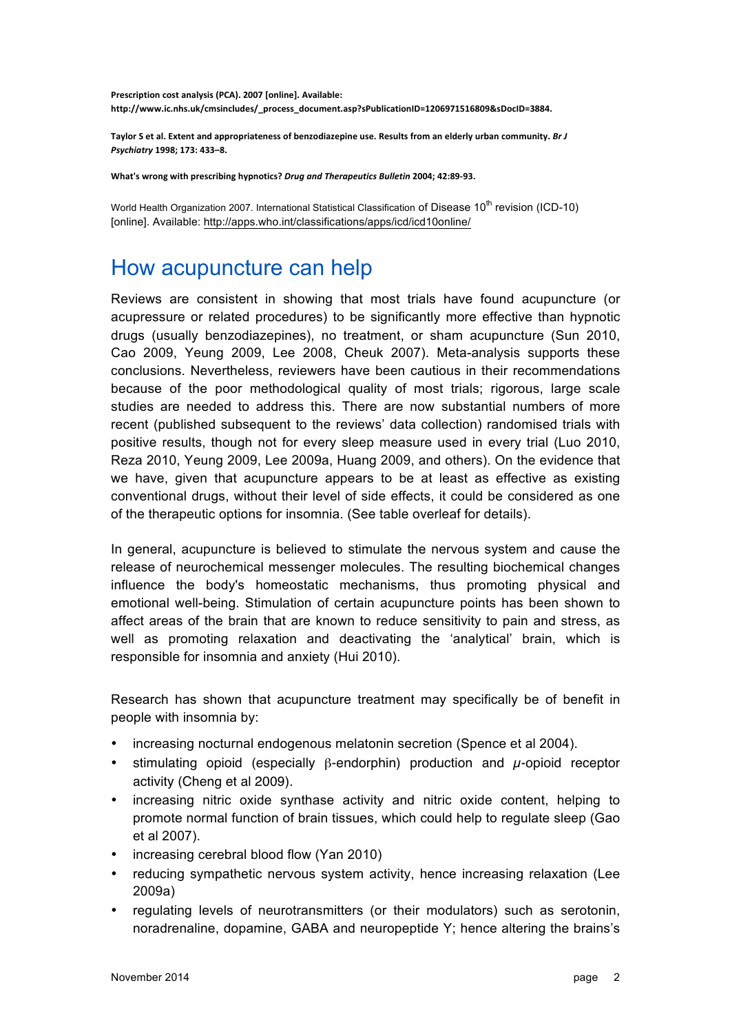**Prescription cost analysis (PCA). 2007 [online]. Available: http://www.ic.nhs.uk/cmsincludes/_process_document.asp?sPublicationID=1206971516809&sDocID=3884.**

**Taylor S et al. Extent and appropriateness of benzodiazepine use. Results from an elderly urban community. *Br J Psychiatry* 1998; 173: 433–8.**

**What's wrong with prescribing hypnotics? *Drug and Therapeutics Bulletin* 2004; 42:89-93.**

World Health Organization 2007. International Statistical Classification of Disease 10th revision (ICD-10) [online]. Available: http://apps.who.int/classifications/apps/icd/icd10online/

# How acupuncture can help

Reviews are consistent in showing that most trials have found acupuncture (or acupressure or related procedures) to be significantly more effective than hypnotic drugs (usually benzodiazepines), no treatment, or sham acupuncture (Sun 2010, Cao 2009, Yeung 2009, Lee 2008, Cheuk 2007). Meta-analysis supports these conclusions. Nevertheless, reviewers have been cautious in their recommendations because of the poor methodological quality of most trials; rigorous, large scale studies are needed to address this. There are now substantial numbers of more recent (published subsequent to the reviews' data collection) randomised trials with positive results, though not for every sleep measure used in every trial (Luo 2010, Reza 2010, Yeung 2009, Lee 2009a, Huang 2009, and others). On the evidence that we have, given that acupuncture appears to be at least as effective as existing conventional drugs, without their level of side effects, it could be considered as one of the therapeutic options for insomnia. (See table overleaf for details).

In general, acupuncture is believed to stimulate the nervous system and cause the release of neurochemical messenger molecules. The resulting biochemical changes influence the body's homeostatic mechanisms, thus promoting physical and emotional well-being. Stimulation of certain acupuncture points has been shown to affect areas of the brain that are known to reduce sensitivity to pain and stress, as well as promoting relaxation and deactivating the 'analytical' brain, which is responsible for insomnia and anxiety (Hui 2010).

Research has shown that acupuncture treatment may specifically be of benefit in people with insomnia by:

- increasing nocturnal endogenous melatonin secretion (Spence et al 2004).
- stimulating opioid (especially β-endorphin) production and $\mu$-opioid receptor activity (Cheng et al 2009).
- increasing nitric oxide synthase activity and nitric oxide content, helping to promote normal function of brain tissues, which could help to regulate sleep (Gao et al 2007).
- increasing cerebral blood flow (Yan 2010)
- reducing sympathetic nervous system activity, hence increasing relaxation (Lee 2009a)
- regulating levels of neurotransmitters (or their modulators) such as serotonin, noradrenaline, dopamine, GABA and neuropeptide Y; hence altering the brains's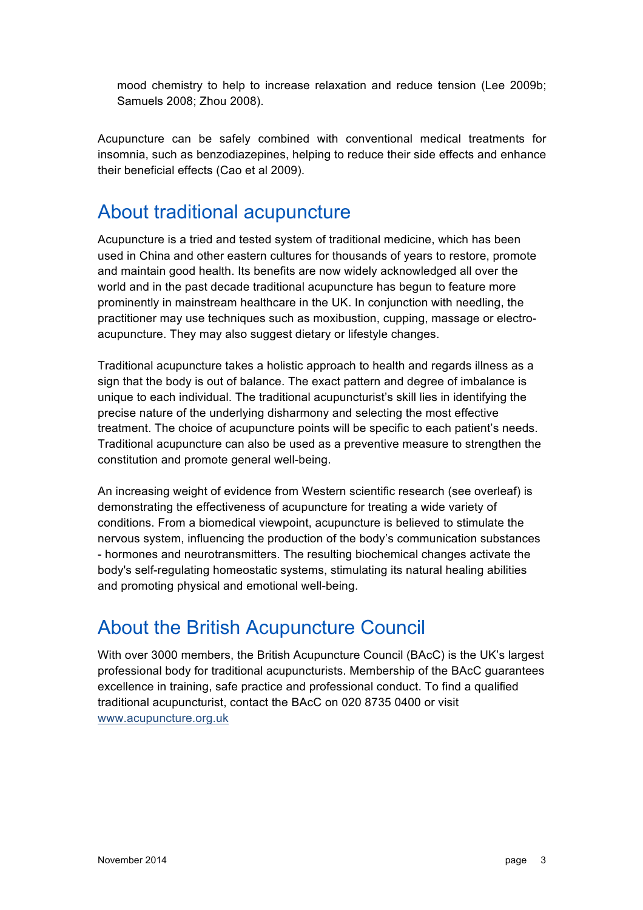mood chemistry to help to increase relaxation and reduce tension (Lee 2009b; Samuels 2008; Zhou 2008).

Acupuncture can be safely combined with conventional medical treatments for insomnia, such as benzodiazepines, helping to reduce their side effects and enhance their beneficial effects (Cao et al 2009).

## About traditional acupuncture

Acupuncture is a tried and tested system of traditional medicine, which has been used in China and other eastern cultures for thousands of years to restore, promote and maintain good health. Its benefits are now widely acknowledged all over the world and in the past decade traditional acupuncture has begun to feature more prominently in mainstream healthcare in the UK. In conjunction with needling, the practitioner may use techniques such as moxibustion, cupping, massage or electro-acupuncture. They may also suggest dietary or lifestyle changes.

Traditional acupuncture takes a holistic approach to health and regards illness as a sign that the body is out of balance. The exact pattern and degree of imbalance is unique to each individual. The traditional acupuncturist's skill lies in identifying the precise nature of the underlying disharmony and selecting the most effective treatment. The choice of acupuncture points will be specific to each patient's needs. Traditional acupuncture can also be used as a preventive measure to strengthen the constitution and promote general well-being.

An increasing weight of evidence from Western scientific research (see overleaf) is demonstrating the effectiveness of acupuncture for treating a wide variety of conditions. From a biomedical viewpoint, acupuncture is believed to stimulate the nervous system, influencing the production of the body's communication substances - hormones and neurotransmitters. The resulting biochemical changes activate the body's self-regulating homeostatic systems, stimulating its natural healing abilities and promoting physical and emotional well-being.

## About the British Acupuncture Council

With over 3000 members, the British Acupuncture Council (BAcC) is the UK's largest professional body for traditional acupuncturists. Membership of the BAcC guarantees excellence in training, safe practice and professional conduct. To find a qualified traditional acupuncturist, contact the BAcC on 020 8735 0400 or visit [www.acupuncture.org.uk](http://www.acupuncture.org.uk)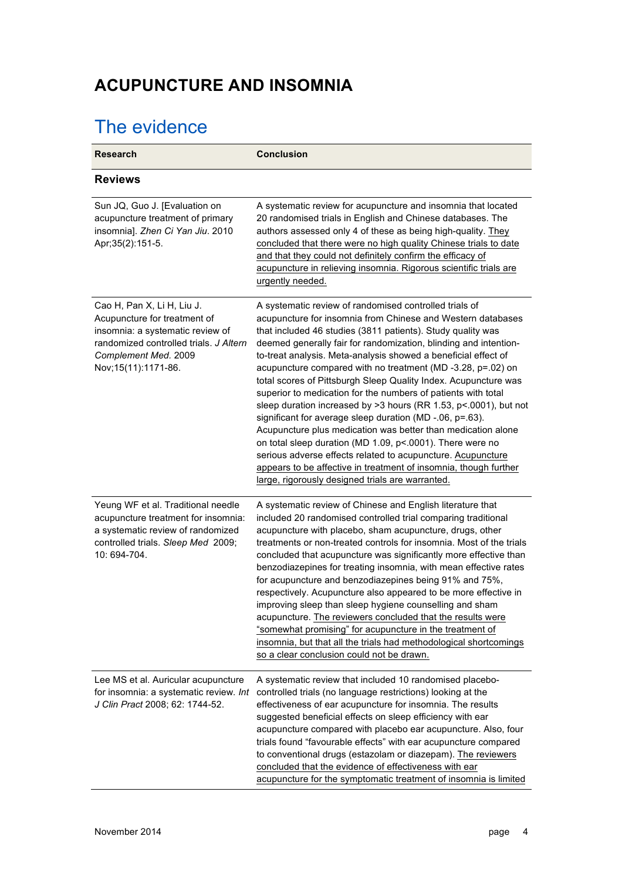# ACUPUNCTURE AND INSOMNIA

## The evidence

| Research | Conclusion |
|---|---|
| **Reviews** | |
| Sun JQ, Guo J. [Evaluation on acupuncture treatment of primary insomnia]. *Zhen Ci Yan Jiu*. 2010 Apr;35(2):151-5. | A systematic review for acupuncture and insomnia that located 20 randomised trials in English and Chinese databases. The authors assessed only 4 of these as being high-quality. <u>They concluded that there were no high quality Chinese trials to date and that they could not definitely confirm the efficacy of acupuncture in relieving insomnia. Rigorous scientific trials are urgently needed.</u> |
| Cao H, Pan X, Li H, Liu J. Acupuncture for treatment of insomnia: a systematic review of randomized controlled trials. *J Altern Complement Med.* 2009 Nov;15(11):1171-86. | A systematic review of randomised controlled trials of acupuncture for insomnia from Chinese and Western databases that included 46 studies (3811 patients). Study quality was deemed generally fair for randomization, blinding and intention-to-treat analysis. Meta-analysis showed a beneficial effect of acupuncture compared with no treatment (MD -3.28, $p=.02$) on total scores of Pittsburgh Sleep Quality Index. Acupuncture was superior to medication for the numbers of patients with total sleep duration increased by >3 hours (RR 1.53, $p<.0001$), but not significant for average sleep duration (MD -.06, $p=.63$). Acupuncture plus medication was better than medication alone on total sleep duration (MD 1.09, $p<.0001$). There were no serious adverse effects related to acupuncture. <u>Acupuncture appears to be affective in treatment of insomnia, though further large, rigorously designed trials are warranted.</u> |
| Yeung WF et al. Traditional needle acupuncture treatment for insomnia: a systematic review of randomized controlled trials. *Sleep Med* 2009; 10: 694-704. | A systematic review of Chinese and English literature that included 20 randomised controlled trial comparing traditional acupuncture with placebo, sham acupuncture, drugs, other treatments or non-treated controls for insomnia. Most of the trials concluded that acupuncture was significantly more effective than benzodiazepines for treating insomnia, with mean effective rates for acupuncture and benzodiazepines being 91% and 75%, respectively. Acupuncture also appeared to be more effective in improving sleep than sleep hygiene counselling and sham acupuncture. <u>The reviewers concluded that the results were "somewhat promising" for acupuncture in the treatment of insomnia, but that all the trials had methodological shortcomings so a clear conclusion could not be drawn.</u> |
| Lee MS et al. Auricular acupuncture for insomnia: a systematic review. *Int J Clin Pract* 2008; 62: 1744-52. | A systematic review that included 10 randomised placebo-controlled trials (no language restrictions) looking at the effectiveness of ear acupuncture for insomnia. The results suggested beneficial effects on sleep efficiency with ear acupuncture compared with placebo ear acupuncture. Also, four trials found "favourable effects" with ear acupuncture compared to conventional drugs (estazolam or diazepam). <u>The reviewers concluded that the evidence of effectiveness with ear acupuncture for the symptomatic treatment of insomnia is limited</u> |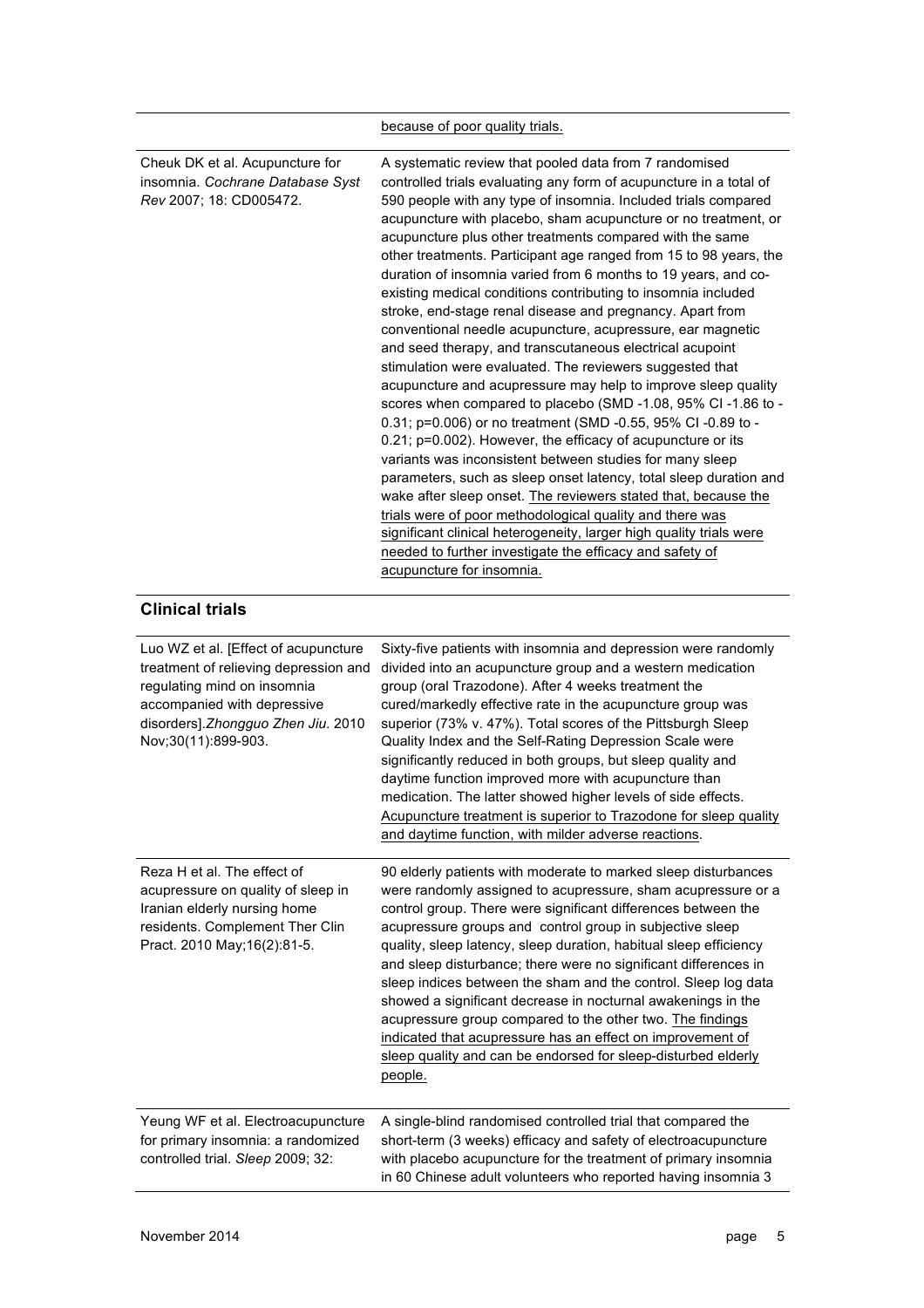| | |
|---|---|
| | <u>because of poor quality trials.</u> |
| Cheuk DK et al. Acupuncture for insomnia. *Cochrane Database Syst Rev* 2007; 18: CD005472. | A systematic review that pooled data from 7 randomised controlled trials evaluating any form of acupuncture in a total of 590 people with any type of insomnia. Included trials compared acupuncture with placebo, sham acupuncture or no treatment, or acupuncture plus other treatments compared with the same other treatments. Participant age ranged from 15 to 98 years, the duration of insomnia varied from 6 months to 19 years, and co-existing medical conditions contributing to insomnia included stroke, end-stage renal disease and pregnancy. Apart from conventional needle acupuncture, acupressure, ear magnetic and seed therapy, and transcutaneous electrical acupoint stimulation were evaluated. The reviewers suggested that acupuncture and acupressure may help to improve sleep quality scores when compared to placebo (SMD -1.08, 95% CI -1.86 to -0.31; p=0.006) or no treatment (SMD -0.55, 95% CI -0.89 to -0.21; p=0.002). However, the efficacy of acupuncture or its variants was inconsistent between studies for many sleep parameters, such as sleep onset latency, total sleep duration and wake after sleep onset. <u>The reviewers stated that, because the trials were of poor methodological quality and there was significant clinical heterogeneity, larger high quality trials were needed to further investigate the efficacy and safety of acupuncture for insomnia.</u> |

## Clinical trials

| | |
|---|---|
| Luo WZ et al. [Effect of acupuncture treatment of relieving depression and regulating mind on insomnia accompanied with depressive disorders].*Zhongguo Zhen Jiu*. 2010 Nov;30(11):899-903. | Sixty-five patients with insomnia and depression were randomly divided into an acupuncture group and a western medication group (oral Trazodone). After 4 weeks treatment the cured/markedly effective rate in the acupuncture group was superior (73% v. 47%). Total scores of the Pittsburgh Sleep Quality Index and the Self-Rating Depression Scale were significantly reduced in both groups, but sleep quality and daytime function improved more with acupuncture than medication. The latter showed higher levels of side effects. <u>Acupuncture treatment is superior to Trazodone for sleep quality and daytime function, with milder adverse reactions</u>. |
| Reza H et al. The effect of acupressure on quality of sleep in Iranian elderly nursing home residents. Complement Ther Clin Pract. 2010 May;16(2):81-5. | 90 elderly patients with moderate to marked sleep disturbances were randomly assigned to acupressure, sham acupressure or a control group. There were significant differences between the acupressure groups and control group in subjective sleep quality, sleep latency, sleep duration, habitual sleep efficiency and sleep disturbance; there were no significant differences in sleep indices between the sham and the control. Sleep log data showed a significant decrease in nocturnal awakenings in the acupressure group compared to the other two. <u>The findings indicated that acupressure has an effect on improvement of sleep quality and can be endorsed for sleep-disturbed elderly people.</u> |
| Yeung WF et al. Electroacupuncture for primary insomnia: a randomized controlled trial. *Sleep* 2009; 32: | A single-blind randomised controlled trial that compared the short-term (3 weeks) efficacy and safety of electroacupuncture with placebo acupuncture for the treatment of primary insomnia in 60 Chinese adult volunteers who reported having insomnia 3 |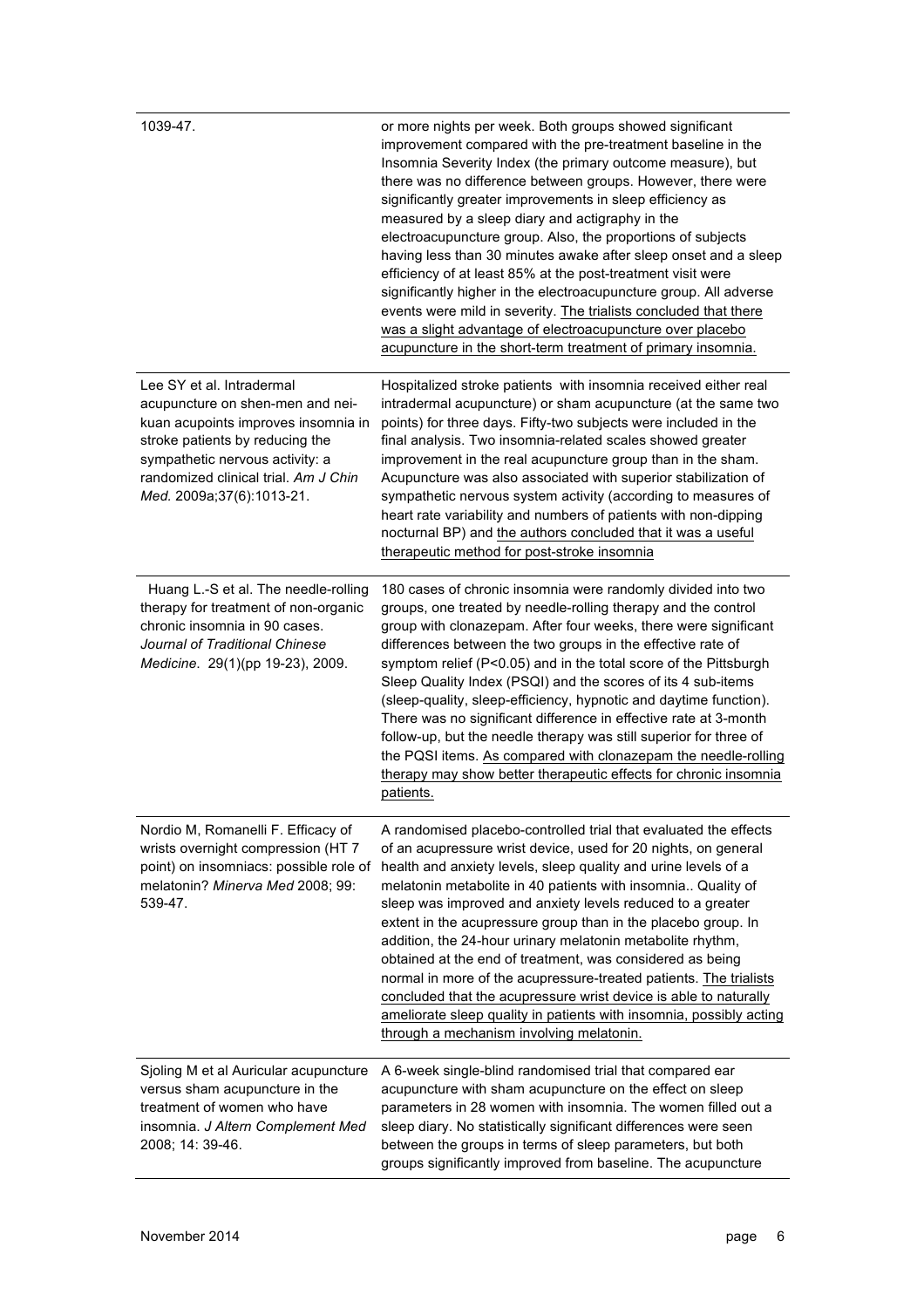| | |
|---|---|
| 1039-47. | or more nights per week. Both groups showed significant improvement compared with the pre-treatment baseline in the Insomnia Severity Index (the primary outcome measure), but there was no difference between groups. However, there were significantly greater improvements in sleep efficiency as measured by a sleep diary and actigraphy in the electroacupuncture group. Also, the proportions of subjects having less than 30 minutes awake after sleep onset and a sleep efficiency of at least 85% at the post-treatment visit were significantly higher in the electroacupuncture group. All adverse events were mild in severity. <u>The trialists concluded that there was a slight advantage of electroacupuncture over placebo acupuncture in the short-term treatment of primary insomnia.</u> |
| Lee SY et al. Intradermal acupuncture on shen-men and nei-kuan acupoints improves insomnia in stroke patients by reducing the sympathetic nervous activity: a randomized clinical trial. *Am J Chin Med.* 2009a;37(6):1013-21. | Hospitalized stroke patients with insomnia received either real intradermal acupuncture) or sham acupuncture (at the same two points) for three days. Fifty-two subjects were included in the final analysis. Two insomnia-related scales showed greater improvement in the real acupuncture group than in the sham. Acupuncture was also associated with superior stabilization of sympathetic nervous system activity (according to measures of heart rate variability and numbers of patients with non-dipping nocturnal BP) and <u>the authors concluded that it was a useful therapeutic method for post-stroke insomnia</u> |
| Huang L.-S et al. The needle-rolling therapy for treatment of non-organic chronic insomnia in 90 cases. *Journal of Traditional Chinese Medicine.* 29(1)(pp 19-23), 2009. | 180 cases of chronic insomnia were randomly divided into two groups, one treated by needle-rolling therapy and the control group with clonazepam. After four weeks, there were significant differences between the two groups in the effective rate of symptom relief ($P<0.05$) and in the total score of the Pittsburgh Sleep Quality Index (PSQI) and the scores of its 4 sub-items (sleep-quality, sleep-efficiency, hypnotic and daytime function). There was no significant difference in effective rate at 3-month follow-up, but the needle therapy was still superior for three of the PQSI items. <u>As compared with clonazepam the needle-rolling therapy may show better therapeutic effects for chronic insomnia patients.</u> |
| Nordio M, Romanelli F. Efficacy of wrists overnight compression (HT 7 point) on insomniacs: possible role of melatonin? *Minerva Med* 2008; 99: 539-47. | A randomised placebo-controlled trial that evaluated the effects of an acupressure wrist device, used for 20 nights, on general health and anxiety levels, sleep quality and urine levels of a melatonin metabolite in 40 patients with insomnia.. Quality of sleep was improved and anxiety levels reduced to a greater extent in the acupressure group than in the placebo group. In addition, the 24-hour urinary melatonin metabolite rhythm, obtained at the end of treatment, was considered as being normal in more of the acupressure-treated patients. <u>The trialists concluded that the acupressure wrist device is able to naturally ameliorate sleep quality in patients with insomnia, possibly acting through a mechanism involving melatonin.</u> |
| Sjoling M et al Auricular acupuncture versus sham acupuncture in the treatment of women who have insomnia. *J Altern Complement Med* 2008; 14: 39-46. | A 6-week single-blind randomised trial that compared ear acupuncture with sham acupuncture on the effect on sleep parameters in 28 women with insomnia. The women filled out a sleep diary. No statistically significant differences were seen between the groups in terms of sleep parameters, but both groups significantly improved from baseline. The acupuncture |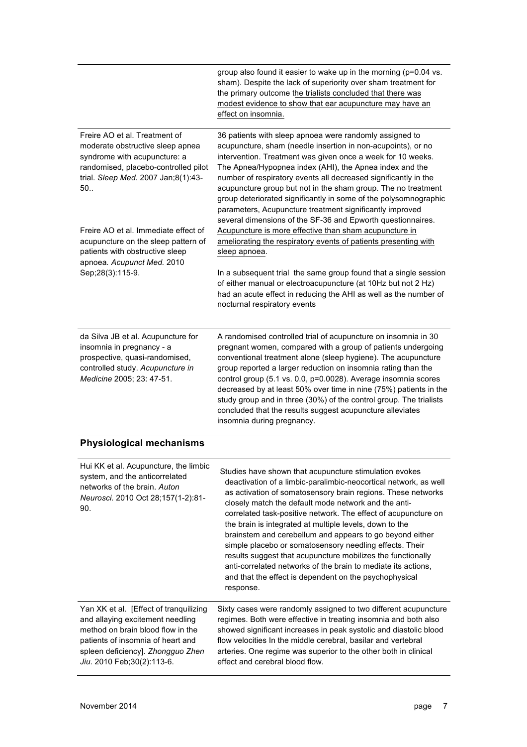| | |
|---|---|
| | group also found it easier to wake up in the morning ($p=0.04$ vs. sham). Despite the lack of superiority over sham treatment for the primary outcome the trialists concluded that there was modest evidence to show that ear acupuncture may have an effect on insomnia. |
| Freire AO et al. Treatment of moderate obstructive sleep apnea syndrome with acupuncture: a randomised, placebo-controlled pilot trial. *Sleep Med*. 2007 Jan;8(1):43-50..<br><br>Freire AO et al. Immediate effect of acupuncture on the sleep pattern of patients with obstructive sleep apnoea. *Acupunct Med.* 2010 Sep;28(3):115-9. | 36 patients with sleep apnoea were randomly assigned to acupuncture, sham (needle insertion in non-acupoints), or no intervention. Treatment was given once a week for 10 weeks. The Apnea/Hypopnea index (AHI), the Apnea index and the number of respiratory events all decreased significantly in the acupuncture group but not in the sham group. The no treatment group deteriorated significantly in some of the polysomnographic parameters, Acupuncture treatment significantly improved several dimensions of the SF-36 and Epworth questionnaires. Acupuncture is more effective than sham acupuncture in ameliorating the respiratory events of patients presenting with sleep apnoea.<br><br>In a subsequent trial the same group found that a single session of either manual or electroacupuncture (at 10Hz but not 2 Hz) had an acute effect in reducing the AHI as well as the number of nocturnal respiratory events |
| da Silva JB et al. Acupuncture for insomnia in pregnancy - a prospective, quasi-randomised, controlled study. *Acupuncture in Medicine* 2005; 23: 47-51. | A randomised controlled trial of acupuncture on insomnia in 30 pregnant women, compared with a group of patients undergoing conventional treatment alone (sleep hygiene). The acupuncture group reported a larger reduction on insomnia rating than the control group (5.1 vs. 0.0, $p=0.0028$). Average insomnia scores decreased by at least 50% over time in nine (75%) patients in the study group and in three (30%) of the control group. The trialists concluded that the results suggest acupuncture alleviates insomnia during pregnancy. |

## Physiological mechanisms

| | |
|---|---|
| Hui KK et al. Acupuncture, the limbic system, and the anticorrelated networks of the brain. *Auton Neurosci.* 2010 Oct 28;157(1-2):81-90. | Studies have shown that acupuncture stimulation evokes deactivation of a limbic-paralimbic-neocortical network, as well as activation of somatosensory brain regions. These networks closely match the default mode network and the anti-correlated task-positive network. The effect of acupuncture on the brain is integrated at multiple levels, down to the brainstem and cerebellum and appears to go beyond either simple placebo or somatosensory needling effects. Their results suggest that acupuncture mobilizes the functionally anti-correlated networks of the brain to mediate its actions, and that the effect is dependent on the psychophysical response. |
| Yan XK et al. [Effect of tranquilizing and allaying excitement needling method on brain blood flow in the patients of insomnia of heart and spleen deficiency]. *Zhongguo Zhen Jiu*. 2010 Feb;30(2):113-6. | Sixty cases were randomly assigned to two different acupuncture regimes. Both were effective in treating insomnia and both also showed significant increases in peak systolic and diastolic blood flow velocities In the middle cerebral, basilar and vertebral arteries. One regime was superior to the other both in clinical effect and cerebral blood flow. |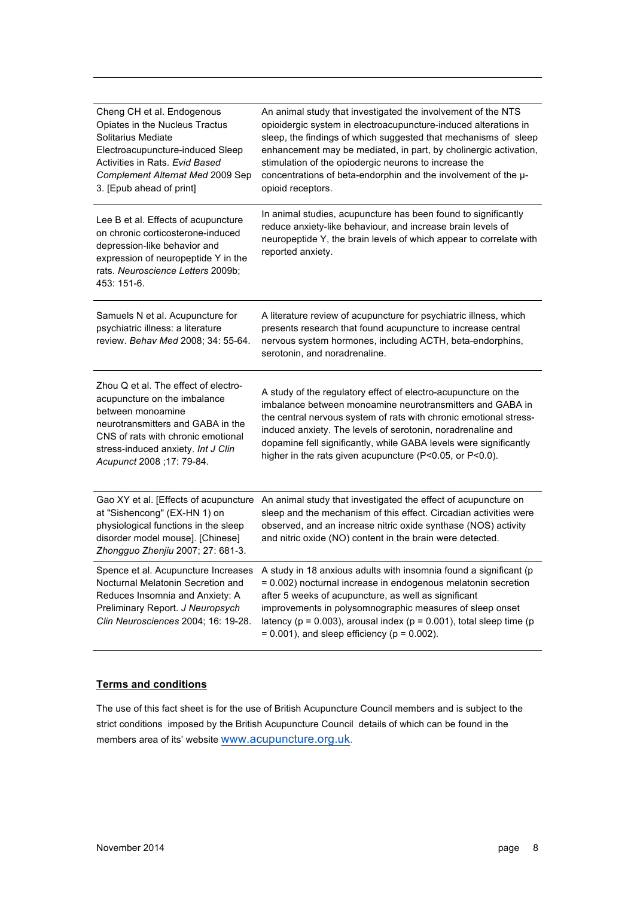| | |
|---|---|
| Cheng CH et al. Endogenous Opiates in the Nucleus Tractus Solitarius Mediate Electroacupuncture-induced Sleep Activities in Rats. *Evid Based Complement Alternat Med* 2009 Sep 3. [Epub ahead of print] | An animal study that investigated the involvement of the NTS opioidergic system in electroacupuncture-induced alterations in sleep, the findings of which suggested that mechanisms of sleep enhancement may be mediated, in part, by cholinergic activation, stimulation of the opiodergic neurons to increase the concentrations of beta-endorphin and the involvement of the μ-opioid receptors. |
| Lee B et al. Effects of acupuncture on chronic corticosterone-induced depression-like behavior and expression of neuropeptide Y in the rats. *Neuroscience Letters* 2009b; 453: 151-6. | In animal studies, acupuncture has been found to significantly reduce anxiety-like behaviour, and increase brain levels of neuropeptide Y, the brain levels of which appear to correlate with reported anxiety. |
| Samuels N et al. Acupuncture for psychiatric illness: a literature review. *Behav Med* 2008; 34: 55-64. | A literature review of acupuncture for psychiatric illness, which presents research that found acupuncture to increase central nervous system hormones, including ACTH, beta-endorphins, serotonin, and noradrenaline. |
| Zhou Q et al. The effect of electro-acupuncture on the imbalance between monoamine neurotransmitters and GABA in the CNS of rats with chronic emotional stress-induced anxiety. *Int J Clin Acupunct* 2008 ;17: 79-84. | A study of the regulatory effect of electro-acupuncture on the imbalance between monoamine neurotransmitters and GABA in the central nervous system of rats with chronic emotional stress-induced anxiety. The levels of serotonin, noradrenaline and dopamine fell significantly, while GABA levels were significantly higher in the rats given acupuncture ($P<0.05$, or $P<0.0$). |
| Gao XY et al. [Effects of acupuncture at "Sishencong" (EX-HN 1) on physiological functions in the sleep disorder model mouse]. [Chinese] *Zhongguo Zhenjiu* 2007; 27: 681-3. | An animal study that investigated the effect of acupuncture on sleep and the mechanism of this effect. Circadian activities were observed, and an increase nitric oxide synthase (NOS) activity and nitric oxide (NO) content in the brain were detected. |
| Spence et al. Acupuncture Increases Nocturnal Melatonin Secretion and Reduces Insomnia and Anxiety: A Preliminary Report. *J Neuropsych Clin Neurosciences* 2004; 16: 19-28. | A study in 18 anxious adults with insomnia found a significant ($p = 0.002$) nocturnal increase in endogenous melatonin secretion after 5 weeks of acupuncture, as well as significant improvements in polysomnographic measures of sleep onset latency ($p = 0.003$), arousal index ($p = 0.001$), total sleep time ($p = 0.001$), and sleep efficiency ($p = 0.002$). |

## Terms and conditions

The use of this fact sheet is for the use of British Acupuncture Council members and is subject to the strict conditions imposed by the British Acupuncture Council details of which can be found in the members area of its' website www.acupuncture.org.uk.